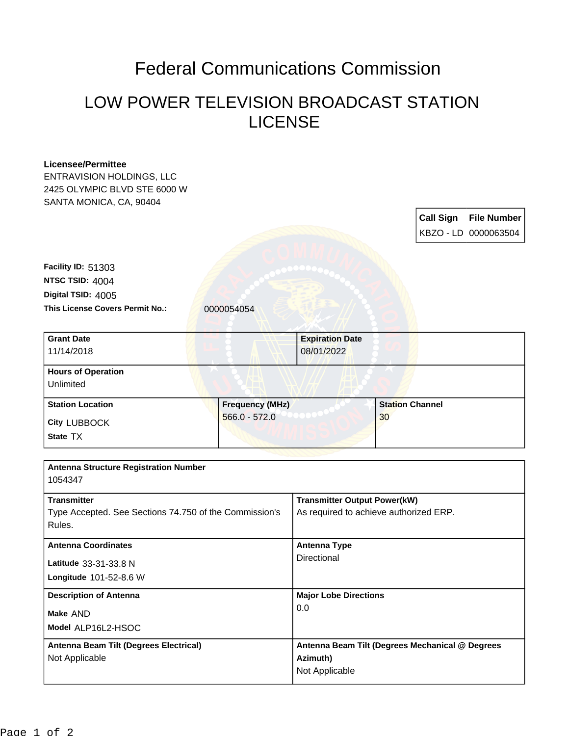# Federal Communications Commission

## LOW POWER TELEVISION BROADCAST STATION LICENSE

**Licensee/Permittee**
ENTRAVISION HOLDINGS, LLC
2425 OLYMPIC BLVD STE 6000 W
SANTA MONICA, CA, 90404

| Call Sign | File Number |
| --- | --- |
| KBZO - LD | 0000063504 |

**Facility ID:** 51303
**NTSC TSID:** 4004
**Digital TSID:** 4005
**This License Covers Permit No.:** 0000054054

| Grant Date | Expiration Date | |
| --- | --- | --- |
| 11/14/2018 | 08/01/2022 | |
| **Hours of Operation** | | |
| Unlimited | | |
| **Station Location** | **Frequency (MHz)** | **Station Channel** |
| City LUBBOCK<br>State TX | 566.0 - 572.0 | 30 |

| Antenna Structure Registration Number | |
| --- | --- |
| 1054347 | |
| **Transmitter** | **Transmitter Output Power(kW)** |
| Type Accepted. See Sections 74.750 of the Commission's Rules. | As required to achieve authorized ERP. |
| **Antenna Coordinates** | **Antenna Type** |
| Latitude 33-31-33.8 N<br>Longitude 101-52-8.6 W | Directional |
| **Description of Antenna** | **Major Lobe Directions** |
| Make AND<br>Model ALP16L2-HSOC | 0.0 |
| **Antenna Beam Tilt (Degrees Electrical)** | **Antenna Beam Tilt (Degrees Mechanical @ Degrees Azimuth)** |
| Not Applicable | Not Applicable |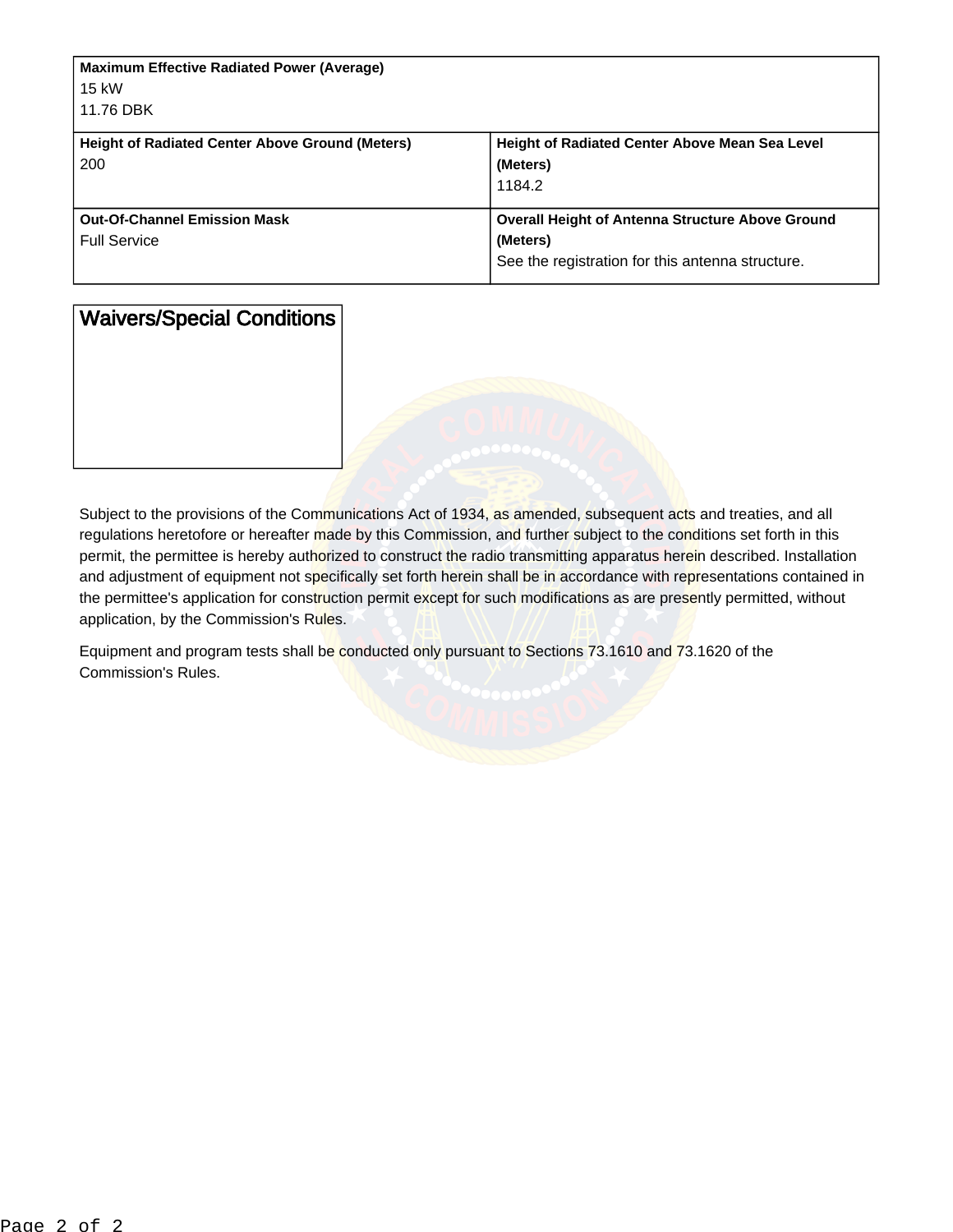| | |
|---|---|
| **Maximum Effective Radiated Power (Average)**<br>15 kW<br>11.76 DBK | |
| **Height of Radiated Center Above Ground (Meters)**<br>200 | **Height of Radiated Center Above Mean Sea Level (Meters)**<br>1184.2 |
| **Out-Of-Channel Emission Mask**<br>Full Service | **Overall Height of Antenna Structure Above Ground (Meters)**<br>See the registration for this antenna structure. |

## Waivers/Special Conditions

Subject to the provisions of the Communications Act of 1934, as amended, subsequent acts and treaties, and all regulations heretofore or hereafter made by this Commission, and further subject to the conditions set forth in this permit, the permittee is hereby authorized to construct the radio transmitting apparatus herein described. Installation and adjustment of equipment not specifically set forth herein shall be in accordance with representations contained in the permittee's application for construction permit except for such modifications as are presently permitted, without application, by the Commission's Rules.

Equipment and program tests shall be conducted only pursuant to Sections 73.1610 and 73.1620 of the Commission's Rules.